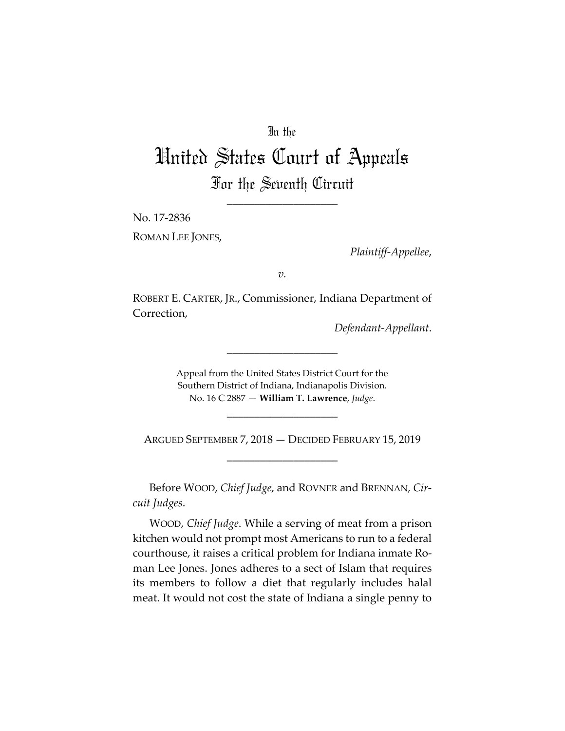In the

# United States Court of Appeals

## For the Seventh Circuit

\_\_\_\_\_\_\_\_\_\_\_\_\_\_\_\_\_\_\_\_

No. 17-2836

ROMAN LEE JONES,

*Plaintiff-Appellee*,

*v.*

ROBERT E. CARTER, JR., Commissioner, Indiana Department of Correction,

*Defendant-Appellant*.

\_\_\_\_\_\_\_\_\_\_\_\_\_\_\_\_\_\_\_\_

Appeal from the United States District Court for the Southern District of Indiana, Indianapolis Division.
No. 16 C 2887 — **William T. Lawrence**, *Judge*.

\_\_\_\_\_\_\_\_\_\_\_\_\_\_\_\_\_\_\_\_

ARGUED SEPTEMBER 7, 2018 — DECIDED FEBRUARY 15, 2019

\_\_\_\_\_\_\_\_\_\_\_\_\_\_\_\_\_\_\_\_

Before WOOD, *Chief Judge*, and ROVNER and BRENNAN, *Circuit Judges*.

WOOD, *Chief Judge*. While a serving of meat from a prison kitchen would not prompt most Americans to run to a federal courthouse, it raises a critical problem for Indiana inmate Roman Lee Jones. Jones adheres to a sect of Islam that requires its members to follow a diet that regularly includes halal meat. It would not cost the state of Indiana a single penny to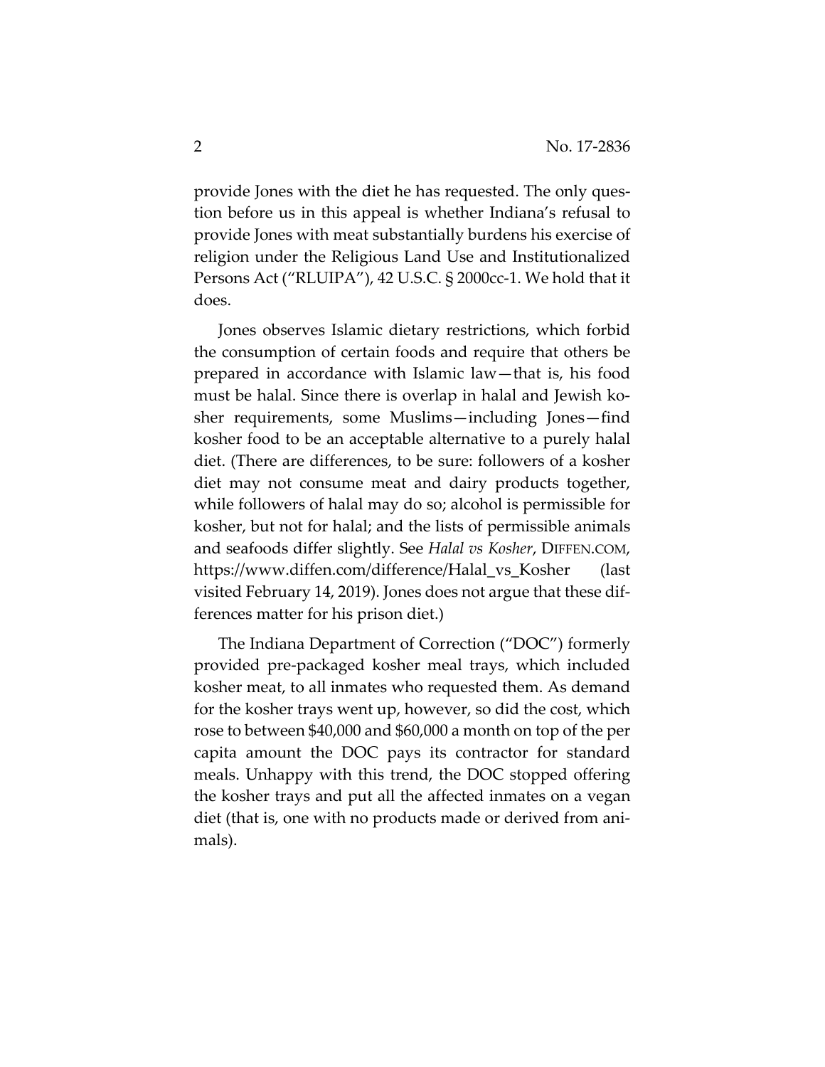provide Jones with the diet he has requested. The only question before us in this appeal is whether Indiana's refusal to provide Jones with meat substantially burdens his exercise of religion under the Religious Land Use and Institutionalized Persons Act ("RLUIPA"), 42 U.S.C. § 2000cc-1. We hold that it does.

Jones observes Islamic dietary restrictions, which forbid the consumption of certain foods and require that others be prepared in accordance with Islamic law—that is, his food must be halal. Since there is overlap in halal and Jewish kosher requirements, some Muslims—including Jones—find kosher food to be an acceptable alternative to a purely halal diet. (There are differences, to be sure: followers of a kosher diet may not consume meat and dairy products together, while followers of halal may do so; alcohol is permissible for kosher, but not for halal; and the lists of permissible animals and seafoods differ slightly. See *Halal vs Kosher*, DIFFEN.COM, https://www.diffen.com/difference/Halal_vs_Kosher (last visited February 14, 2019). Jones does not argue that these differences matter for his prison diet.)

The Indiana Department of Correction ("DOC") formerly provided pre-packaged kosher meal trays, which included kosher meat, to all inmates who requested them. As demand for the kosher trays went up, however, so did the cost, which rose to between $40,000 and $60,000 a month on top of the per capita amount the DOC pays its contractor for standard meals. Unhappy with this trend, the DOC stopped offering the kosher trays and put all the affected inmates on a vegan diet (that is, one with no products made or derived from animals).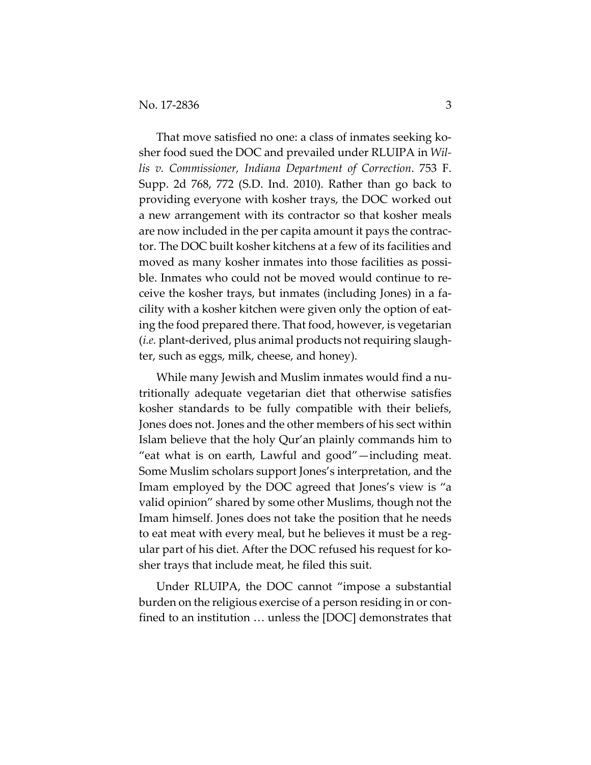That move satisfied no one: a class of inmates seeking kosher food sued the DOC and prevailed under RLUIPA in *Willis v. Commissioner, Indiana Department of Correction*. 753 F. Supp. 2d 768, 772 (S.D. Ind. 2010). Rather than go back to providing everyone with kosher trays, the DOC worked out a new arrangement with its contractor so that kosher meals are now included in the per capita amount it pays the contractor. The DOC built kosher kitchens at a few of its facilities and moved as many kosher inmates into those facilities as possible. Inmates who could not be moved would continue to receive the kosher trays, but inmates (including Jones) in a facility with a kosher kitchen were given only the option of eating the food prepared there. That food, however, is vegetarian (*i.e.* plant-derived, plus animal products not requiring slaughter, such as eggs, milk, cheese, and honey).

While many Jewish and Muslim inmates would find a nutritionally adequate vegetarian diet that otherwise satisfies kosher standards to be fully compatible with their beliefs, Jones does not. Jones and the other members of his sect within Islam believe that the holy Qur'an plainly commands him to "eat what is on earth, Lawful and good"—including meat. Some Muslim scholars support Jones's interpretation, and the Imam employed by the DOC agreed that Jones's view is "a valid opinion" shared by some other Muslims, though not the Imam himself. Jones does not take the position that he needs to eat meat with every meal, but he believes it must be a regular part of his diet. After the DOC refused his request for kosher trays that include meat, he filed this suit.

Under RLUIPA, the DOC cannot "impose a substantial burden on the religious exercise of a person residing in or confined to an institution … unless the [DOC] demonstrates that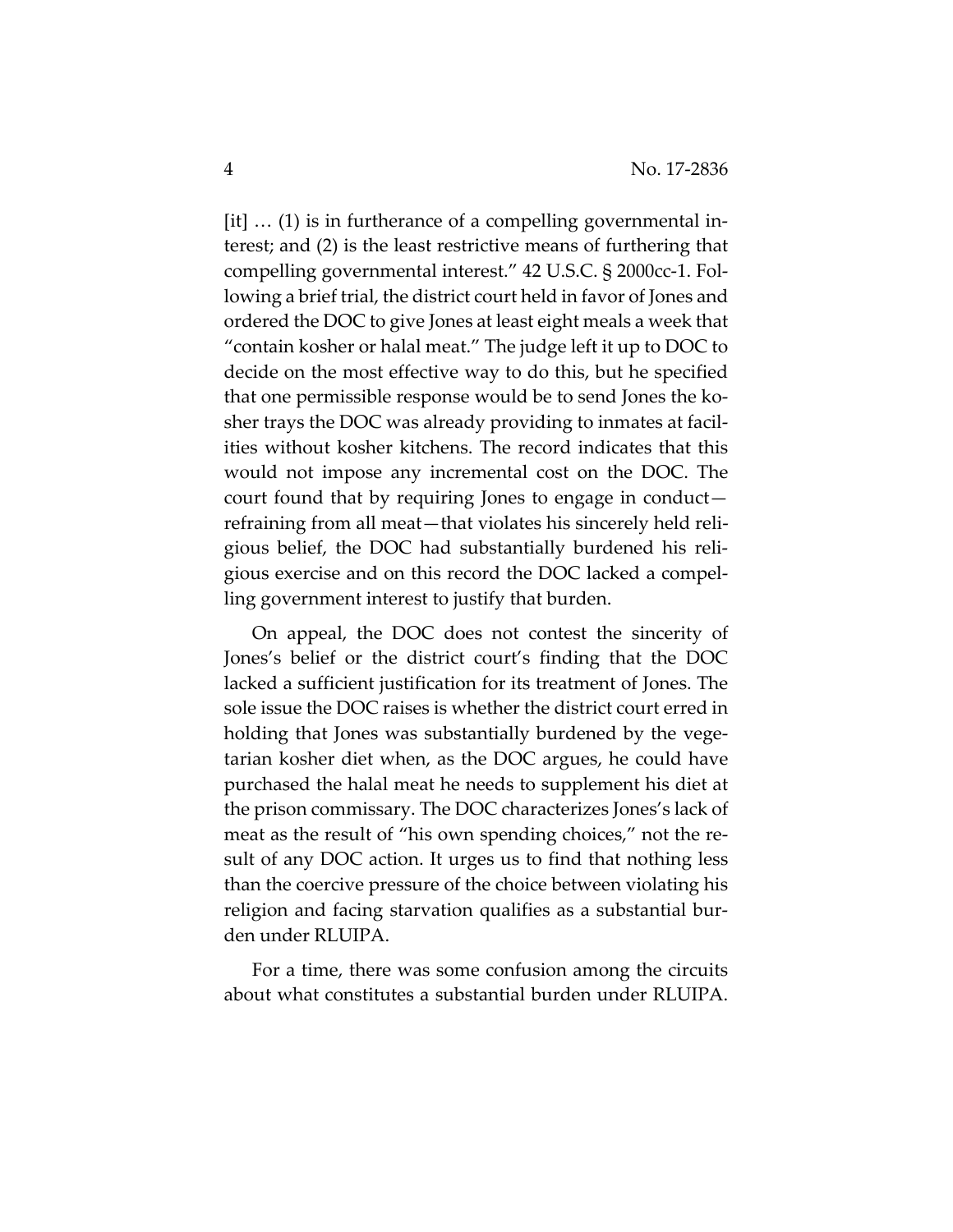[it] … (1) is in furtherance of a compelling governmental interest; and (2) is the least restrictive means of furthering that compelling governmental interest." 42 U.S.C. § 2000cc-1. Following a brief trial, the district court held in favor of Jones and ordered the DOC to give Jones at least eight meals a week that "contain kosher or halal meat." The judge left it up to DOC to decide on the most effective way to do this, but he specified that one permissible response would be to send Jones the kosher trays the DOC was already providing to inmates at facilities without kosher kitchens. The record indicates that this would not impose any incremental cost on the DOC. The court found that by requiring Jones to engage in conduct—refraining from all meat—that violates his sincerely held religious belief, the DOC had substantially burdened his religious exercise and on this record the DOC lacked a compelling government interest to justify that burden.

On appeal, the DOC does not contest the sincerity of Jones's belief or the district court's finding that the DOC lacked a sufficient justification for its treatment of Jones. The sole issue the DOC raises is whether the district court erred in holding that Jones was substantially burdened by the vegetarian kosher diet when, as the DOC argues, he could have purchased the halal meat he needs to supplement his diet at the prison commissary. The DOC characterizes Jones's lack of meat as the result of "his own spending choices," not the result of any DOC action. It urges us to find that nothing less than the coercive pressure of the choice between violating his religion and facing starvation qualifies as a substantial burden under RLUIPA.

For a time, there was some confusion among the circuits about what constitutes a substantial burden under RLUIPA.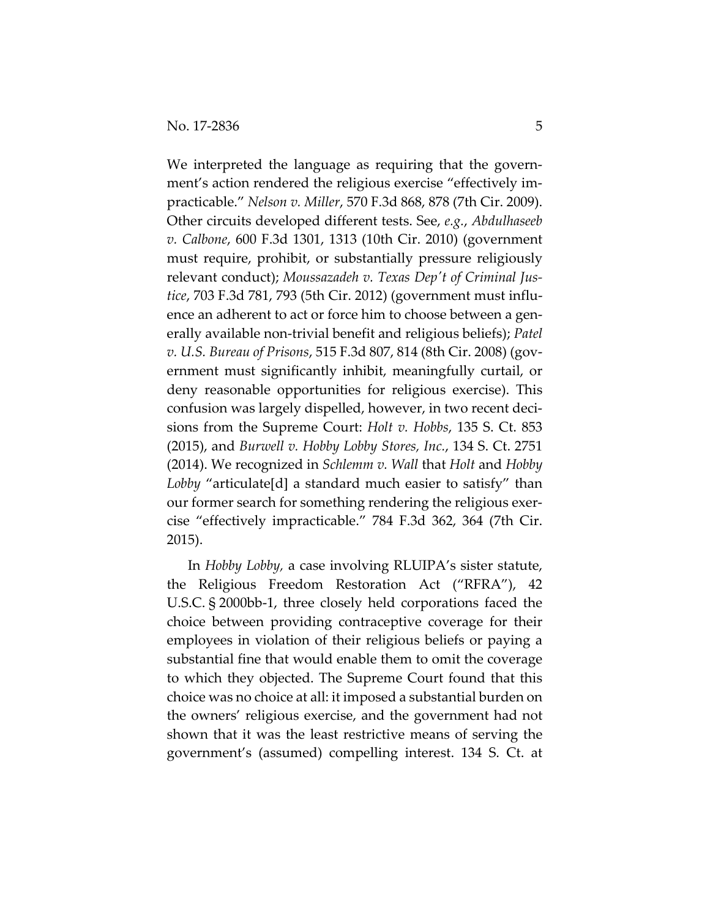We interpreted the language as requiring that the government's action rendered the religious exercise "effectively impracticable." *Nelson v. Miller*, 570 F.3d 868, 878 (7th Cir. 2009). Other circuits developed different tests. See, *e.g.*, *Abdulhaseeb v. Calbone*, 600 F.3d 1301, 1313 (10th Cir. 2010) (government must require, prohibit, or substantially pressure religiously relevant conduct); *Moussazadeh v. Texas Dep't of Criminal Justice*, 703 F.3d 781, 793 (5th Cir. 2012) (government must influence an adherent to act or force him to choose between a generally available non-trivial benefit and religious beliefs); *Patel v. U.S. Bureau of Prisons*, 515 F.3d 807, 814 (8th Cir. 2008) (government must significantly inhibit, meaningfully curtail, or deny reasonable opportunities for religious exercise). This confusion was largely dispelled, however, in two recent decisions from the Supreme Court: *Holt v. Hobbs*, 135 S. Ct. 853 (2015), and *Burwell v. Hobby Lobby Stores, Inc.*, 134 S. Ct. 2751 (2014). We recognized in *Schlemm v. Wall* that *Holt* and *Hobby Lobby* "articulate[d] a standard much easier to satisfy" than our former search for something rendering the religious exercise "effectively impracticable." 784 F.3d 362, 364 (7th Cir. 2015).

In *Hobby Lobby,* a case involving RLUIPA's sister statute, the Religious Freedom Restoration Act ("RFRA"), 42 U.S.C. § 2000bb-1, three closely held corporations faced the choice between providing contraceptive coverage for their employees in violation of their religious beliefs or paying a substantial fine that would enable them to omit the coverage to which they objected. The Supreme Court found that this choice was no choice at all: it imposed a substantial burden on the owners' religious exercise, and the government had not shown that it was the least restrictive means of serving the government's (assumed) compelling interest. 134 S. Ct. at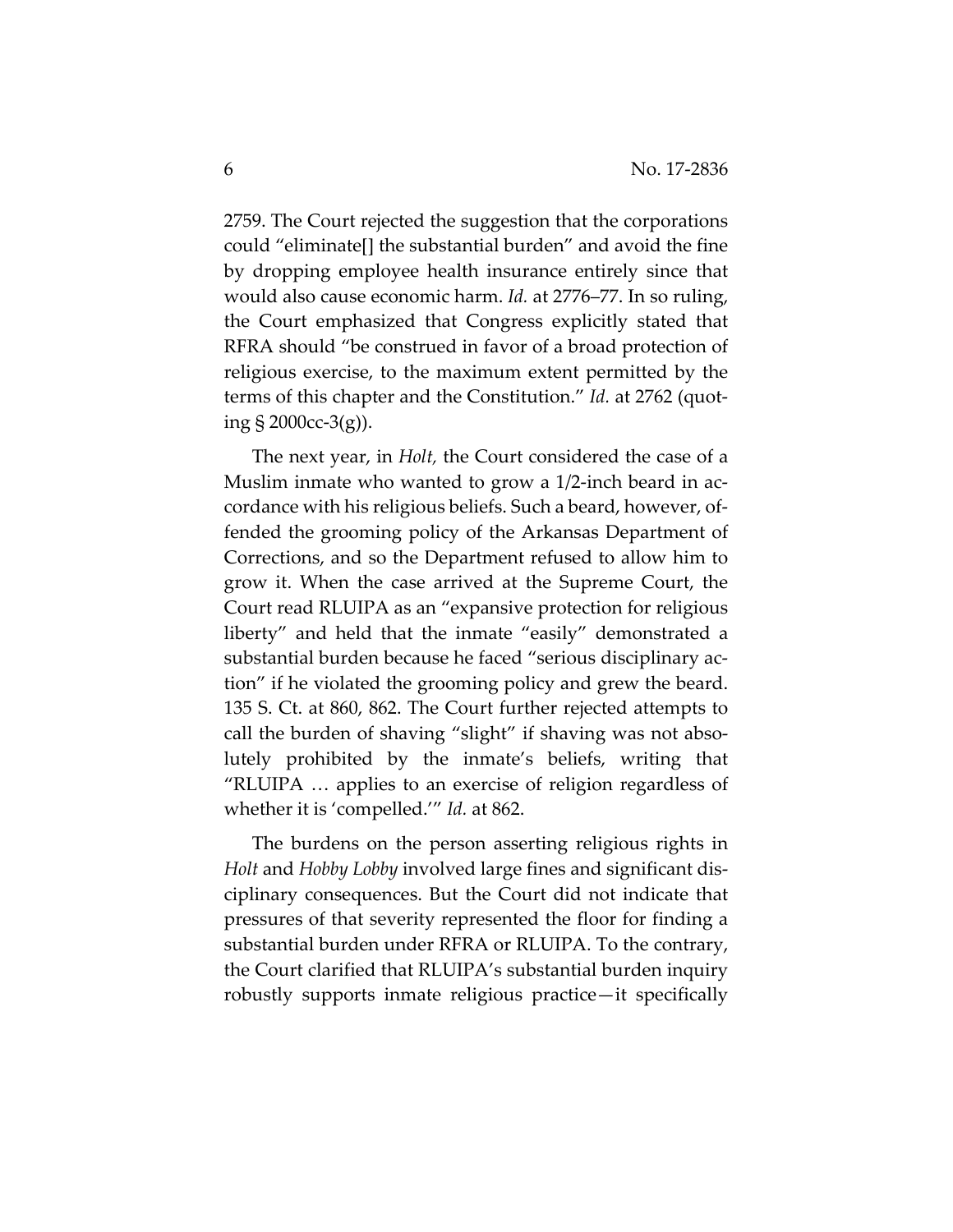2759. The Court rejected the suggestion that the corporations could "eliminate[] the substantial burden" and avoid the fine by dropping employee health insurance entirely since that would also cause economic harm. *Id.* at 2776–77. In so ruling, the Court emphasized that Congress explicitly stated that RFRA should "be construed in favor of a broad protection of religious exercise, to the maximum extent permitted by the terms of this chapter and the Constitution." *Id.* at 2762 (quoting § 2000cc-3(g)).

The next year, in *Holt,* the Court considered the case of a Muslim inmate who wanted to grow a 1/2-inch beard in accordance with his religious beliefs. Such a beard, however, offended the grooming policy of the Arkansas Department of Corrections, and so the Department refused to allow him to grow it. When the case arrived at the Supreme Court, the Court read RLUIPA as an "expansive protection for religious liberty" and held that the inmate "easily" demonstrated a substantial burden because he faced "serious disciplinary action" if he violated the grooming policy and grew the beard. 135 S. Ct. at 860, 862. The Court further rejected attempts to call the burden of shaving "slight" if shaving was not absolutely prohibited by the inmate's beliefs, writing that "RLUIPA … applies to an exercise of religion regardless of whether it is 'compelled.'" *Id.* at 862.

The burdens on the person asserting religious rights in *Holt* and *Hobby Lobby* involved large fines and significant disciplinary consequences. But the Court did not indicate that pressures of that severity represented the floor for finding a substantial burden under RFRA or RLUIPA. To the contrary, the Court clarified that RLUIPA's substantial burden inquiry robustly supports inmate religious practice—it specifically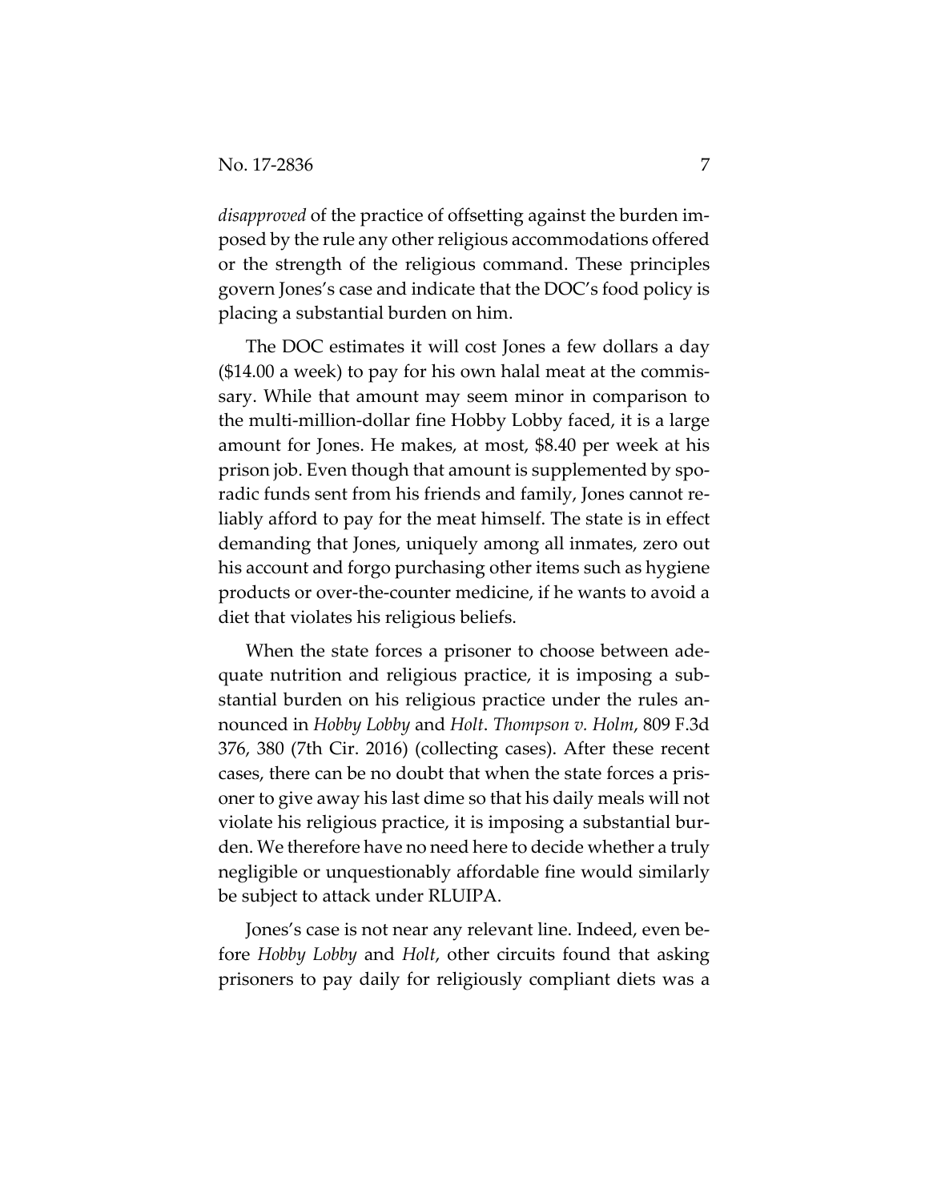*disapproved* of the practice of offsetting against the burden imposed by the rule any other religious accommodations offered or the strength of the religious command. These principles govern Jones's case and indicate that the DOC's food policy is placing a substantial burden on him.

The DOC estimates it will cost Jones a few dollars a day ($14.00 a week) to pay for his own halal meat at the commissary. While that amount may seem minor in comparison to the multi-million-dollar fine Hobby Lobby faced, it is a large amount for Jones. He makes, at most, $8.40 per week at his prison job. Even though that amount is supplemented by sporadic funds sent from his friends and family, Jones cannot reliably afford to pay for the meat himself. The state is in effect demanding that Jones, uniquely among all inmates, zero out his account and forgo purchasing other items such as hygiene products or over-the-counter medicine, if he wants to avoid a diet that violates his religious beliefs.

When the state forces a prisoner to choose between adequate nutrition and religious practice, it is imposing a substantial burden on his religious practice under the rules announced in *Hobby Lobby* and *Holt*. *Thompson v. Holm*, 809 F.3d 376, 380 (7th Cir. 2016) (collecting cases). After these recent cases, there can be no doubt that when the state forces a prisoner to give away his last dime so that his daily meals will not violate his religious practice, it is imposing a substantial burden. We therefore have no need here to decide whether a truly negligible or unquestionably affordable fine would similarly be subject to attack under RLUIPA.

Jones's case is not near any relevant line. Indeed, even before *Hobby Lobby* and *Holt*, other circuits found that asking prisoners to pay daily for religiously compliant diets was a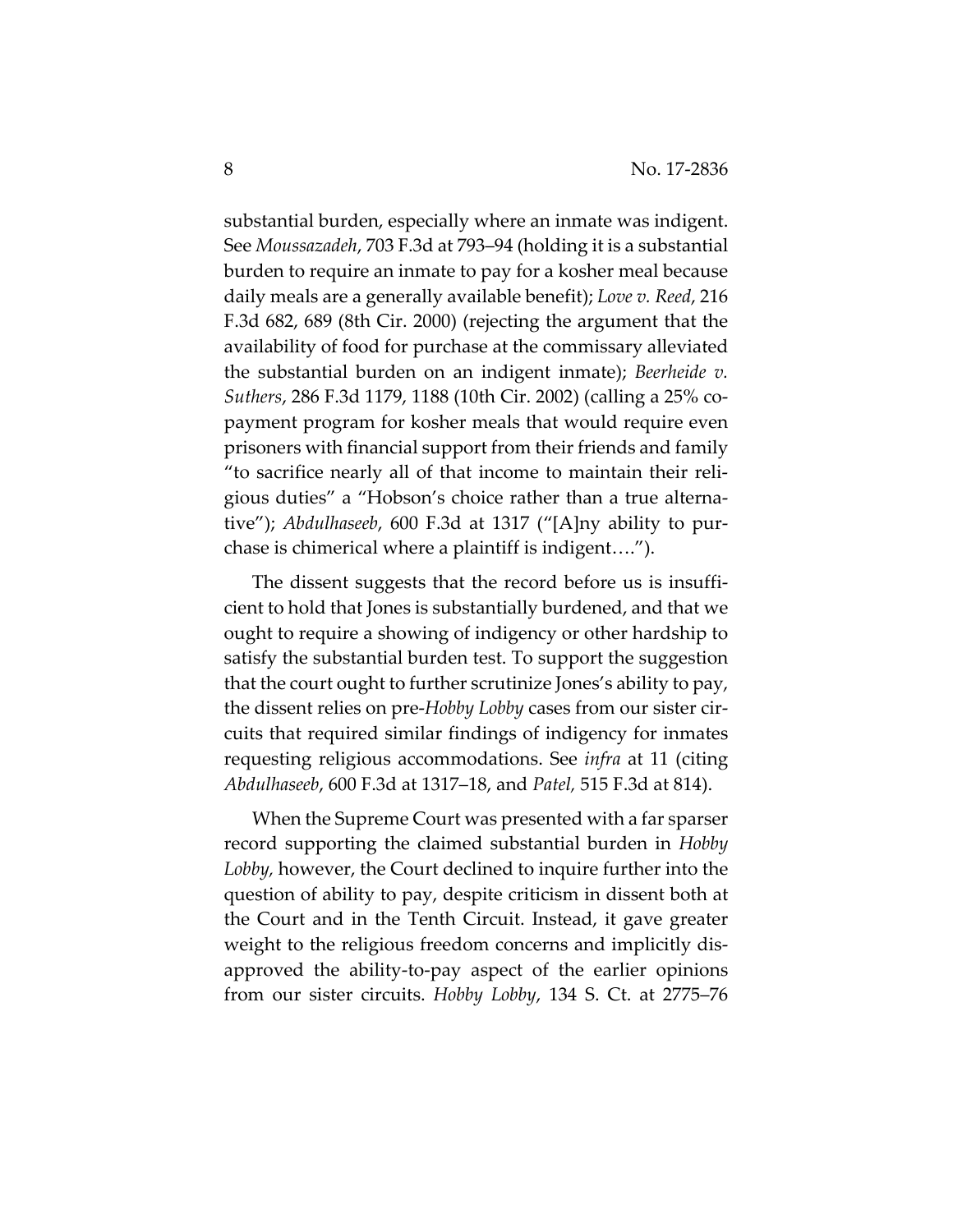substantial burden, especially where an inmate was indigent. See *Moussazadeh*, 703 F.3d at 793–94 (holding it is a substantial burden to require an inmate to pay for a kosher meal because daily meals are a generally available benefit); *Love v. Reed*, 216 F.3d 682, 689 (8th Cir. 2000) (rejecting the argument that the availability of food for purchase at the commissary alleviated the substantial burden on an indigent inmate); *Beerheide v. Suthers*, 286 F.3d 1179, 1188 (10th Cir. 2002) (calling a 25% co-payment program for kosher meals that would require even prisoners with financial support from their friends and family "to sacrifice nearly all of that income to maintain their religious duties" a "Hobson's choice rather than a true alternative"); *Abdulhaseeb*, 600 F.3d at 1317 ("[A]ny ability to purchase is chimerical where a plaintiff is indigent….").

The dissent suggests that the record before us is insufficient to hold that Jones is substantially burdened, and that we ought to require a showing of indigency or other hardship to satisfy the substantial burden test. To support the suggestion that the court ought to further scrutinize Jones's ability to pay, the dissent relies on pre-*Hobby Lobby* cases from our sister circuits that required similar findings of indigency for inmates requesting religious accommodations. See *infra* at 11 (citing *Abdulhaseeb*, 600 F.3d at 1317–18, and *Patel,* 515 F.3d at 814).

When the Supreme Court was presented with a far sparser record supporting the claimed substantial burden in *Hobby Lobby,* however, the Court declined to inquire further into the question of ability to pay, despite criticism in dissent both at the Court and in the Tenth Circuit. Instead, it gave greater weight to the religious freedom concerns and implicitly disapproved the ability-to-pay aspect of the earlier opinions from our sister circuits. *Hobby Lobby*, 134 S. Ct. at 2775–76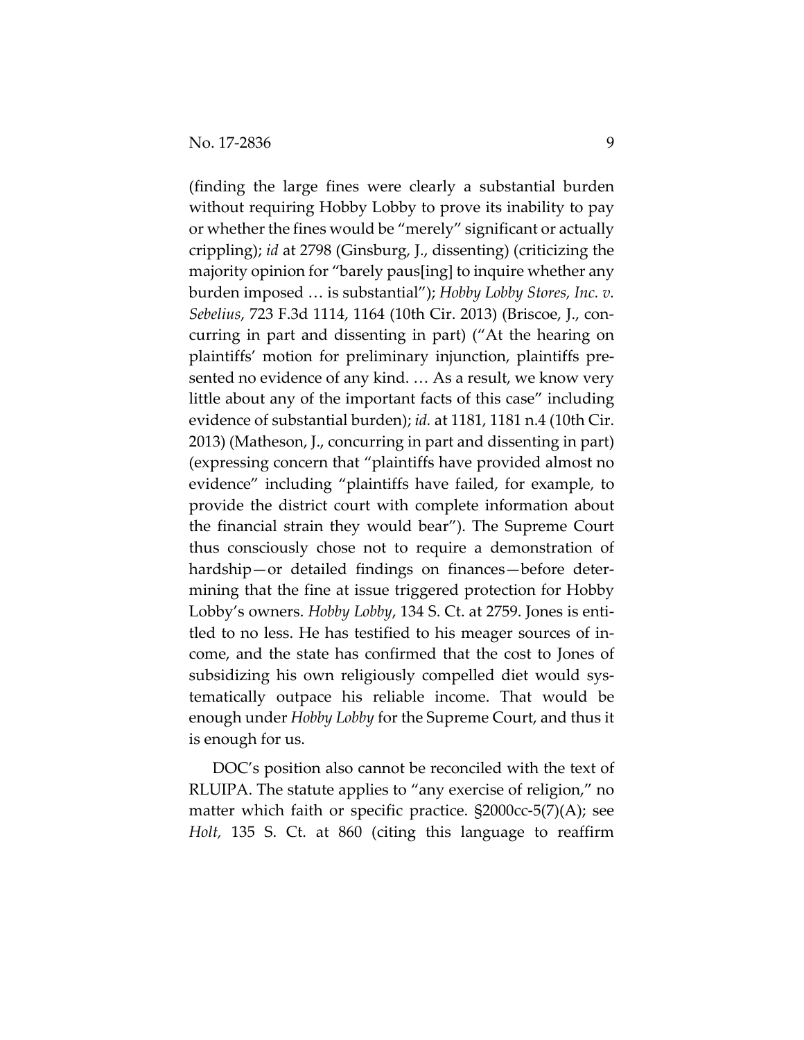(finding the large fines were clearly a substantial burden without requiring Hobby Lobby to prove its inability to pay or whether the fines would be "merely" significant or actually crippling); *id* at 2798 (Ginsburg, J., dissenting) (criticizing the majority opinion for "barely paus[ing] to inquire whether any burden imposed … is substantial"); *Hobby Lobby Stores, Inc. v. Sebelius*, 723 F.3d 1114, 1164 (10th Cir. 2013) (Briscoe, J., concurring in part and dissenting in part) ("At the hearing on plaintiffs' motion for preliminary injunction, plaintiffs presented no evidence of any kind. … As a result, we know very little about any of the important facts of this case" including evidence of substantial burden); *id.* at 1181, 1181 n.4 (10th Cir. 2013) (Matheson, J., concurring in part and dissenting in part) (expressing concern that "plaintiffs have provided almost no evidence" including "plaintiffs have failed, for example, to provide the district court with complete information about the financial strain they would bear"). The Supreme Court thus consciously chose not to require a demonstration of hardship—or detailed findings on finances—before determining that the fine at issue triggered protection for Hobby Lobby's owners. *Hobby Lobby*, 134 S. Ct. at 2759. Jones is entitled to no less. He has testified to his meager sources of income, and the state has confirmed that the cost to Jones of subsidizing his own religiously compelled diet would systematically outpace his reliable income. That would be enough under *Hobby Lobby* for the Supreme Court, and thus it is enough for us.

DOC's position also cannot be reconciled with the text of RLUIPA. The statute applies to "any exercise of religion," no matter which faith or specific practice. §2000cc-5(7)(A); see *Holt,* 135 S. Ct. at 860 (citing this language to reaffirm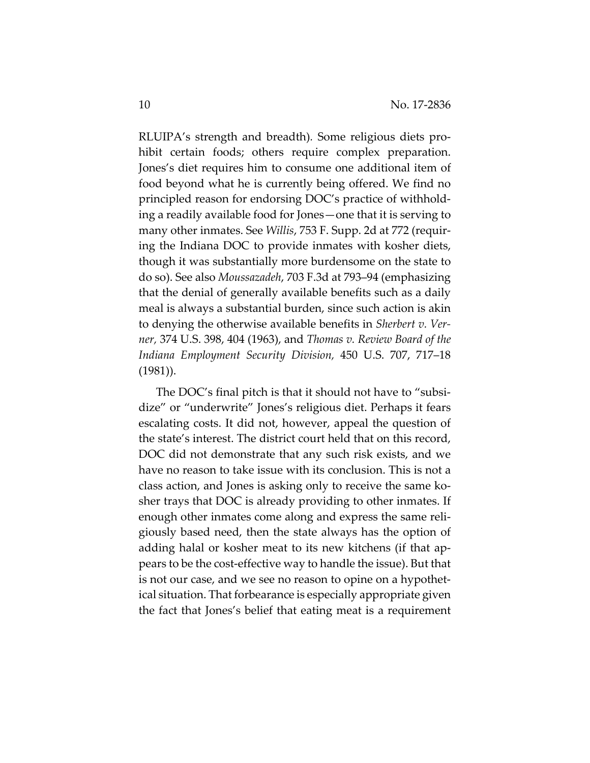RLUIPA's strength and breadth). Some religious diets prohibit certain foods; others require complex preparation. Jones's diet requires him to consume one additional item of food beyond what he is currently being offered. We find no principled reason for endorsing DOC's practice of withholding a readily available food for Jones—one that it is serving to many other inmates. See *Willis*, 753 F. Supp. 2d at 772 (requiring the Indiana DOC to provide inmates with kosher diets, though it was substantially more burdensome on the state to do so). See also *Moussazadeh*, 703 F.3d at 793–94 (emphasizing that the denial of generally available benefits such as a daily meal is always a substantial burden, since such action is akin to denying the otherwise available benefits in *Sherbert v. Verner*, 374 U.S. 398, 404 (1963), and *Thomas v. Review Board of the Indiana Employment Security Division*, 450 U.S. 707, 717–18 (1981)).

The DOC's final pitch is that it should not have to "subsidize" or "underwrite" Jones's religious diet. Perhaps it fears escalating costs. It did not, however, appeal the question of the state's interest. The district court held that on this record, DOC did not demonstrate that any such risk exists, and we have no reason to take issue with its conclusion. This is not a class action, and Jones is asking only to receive the same kosher trays that DOC is already providing to other inmates. If enough other inmates come along and express the same religiously based need, then the state always has the option of adding halal or kosher meat to its new kitchens (if that appears to be the cost-effective way to handle the issue). But that is not our case, and we see no reason to opine on a hypothetical situation. That forbearance is especially appropriate given the fact that Jones's belief that eating meat is a requirement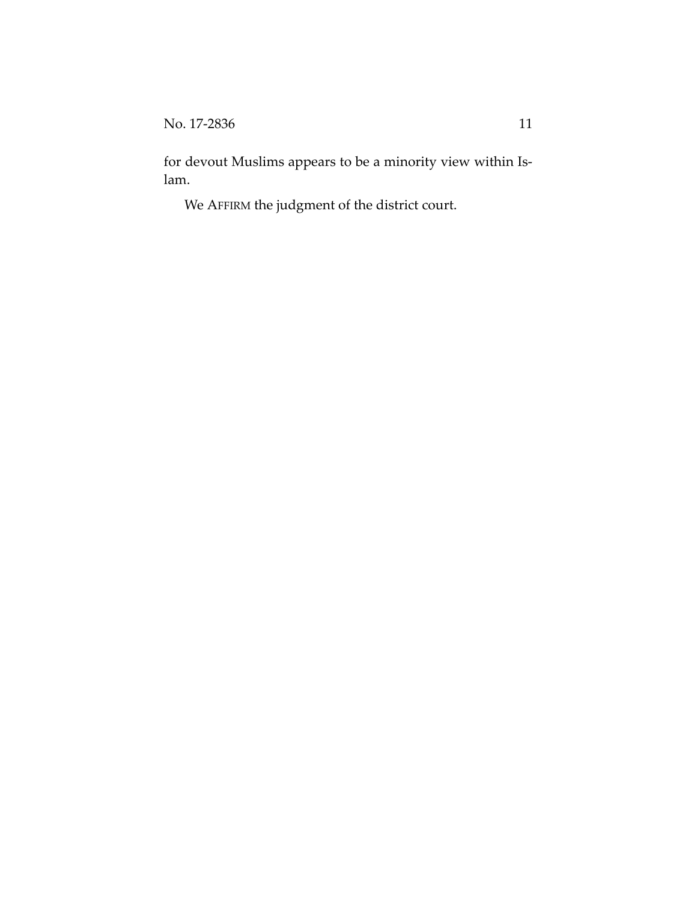for devout Muslims appears to be a minority view within Islam.

We AFFIRM the judgment of the district court.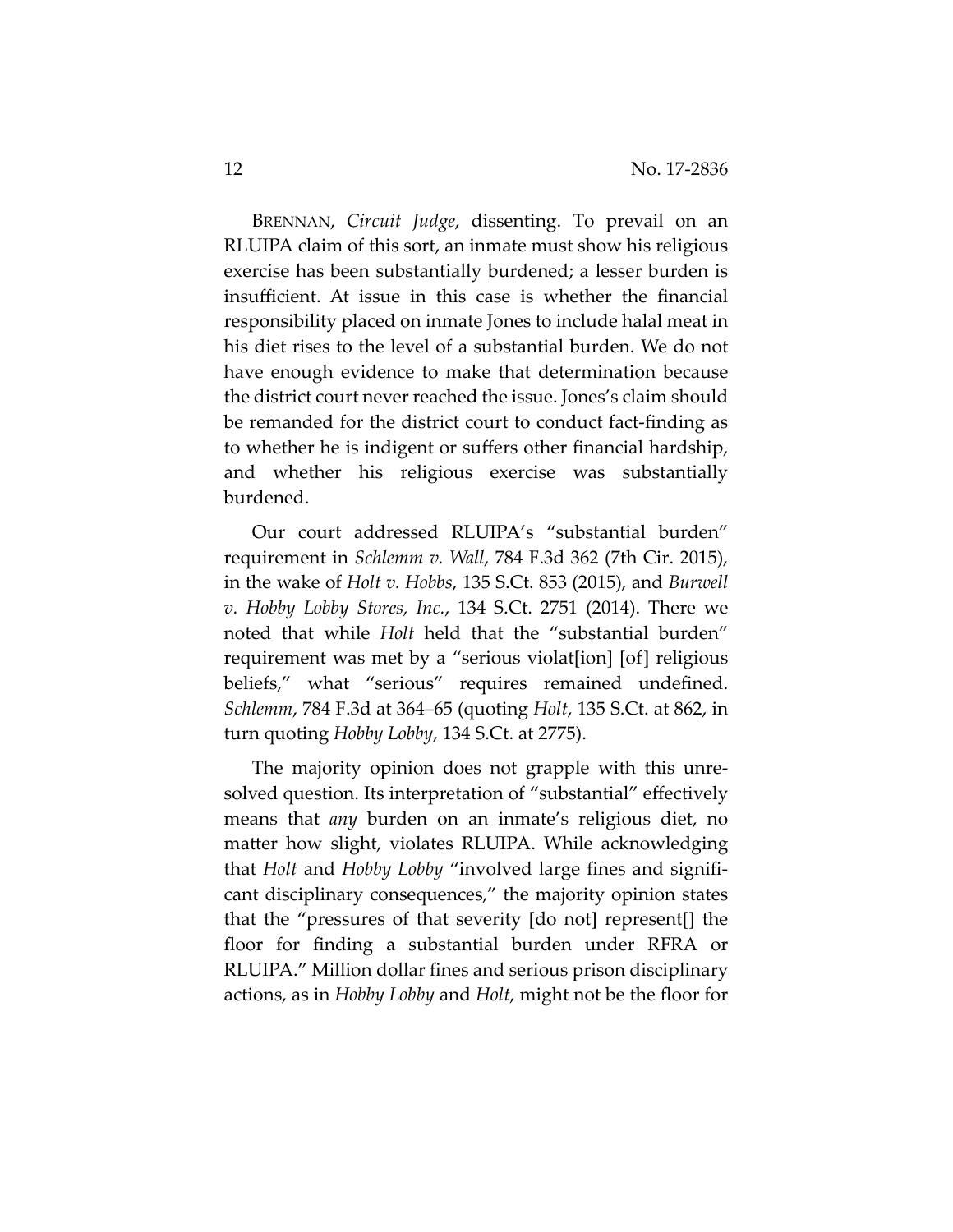BRENNAN, *Circuit Judge*, dissenting. To prevail on an RLUIPA claim of this sort, an inmate must show his religious exercise has been substantially burdened; a lesser burden is insufficient. At issue in this case is whether the financial responsibility placed on inmate Jones to include halal meat in his diet rises to the level of a substantial burden. We do not have enough evidence to make that determination because the district court never reached the issue. Jones's claim should be remanded for the district court to conduct fact-finding as to whether he is indigent or suffers other financial hardship, and whether his religious exercise was substantially burdened.

Our court addressed RLUIPA's "substantial burden" requirement in *Schlemm v. Wall*, 784 F.3d 362 (7th Cir. 2015), in the wake of *Holt v. Hobbs*, 135 S.Ct. 853 (2015), and *Burwell v. Hobby Lobby Stores, Inc.*, 134 S.Ct. 2751 (2014). There we noted that while *Holt* held that the "substantial burden" requirement was met by a "serious violat[ion] [of] religious beliefs," what "serious" requires remained undefined. *Schlemm*, 784 F.3d at 364–65 (quoting *Holt*, 135 S.Ct. at 862, in turn quoting *Hobby Lobby*, 134 S.Ct. at 2775).

The majority opinion does not grapple with this unresolved question. Its interpretation of "substantial" effectively means that *any* burden on an inmate's religious diet, no matter how slight, violates RLUIPA. While acknowledging that *Holt* and *Hobby Lobby* "involved large fines and significant disciplinary consequences," the majority opinion states that the "pressures of that severity [do not] represent[] the floor for finding a substantial burden under RFRA or RLUIPA." Million dollar fines and serious prison disciplinary actions, as in *Hobby Lobby* and *Holt*, might not be the floor for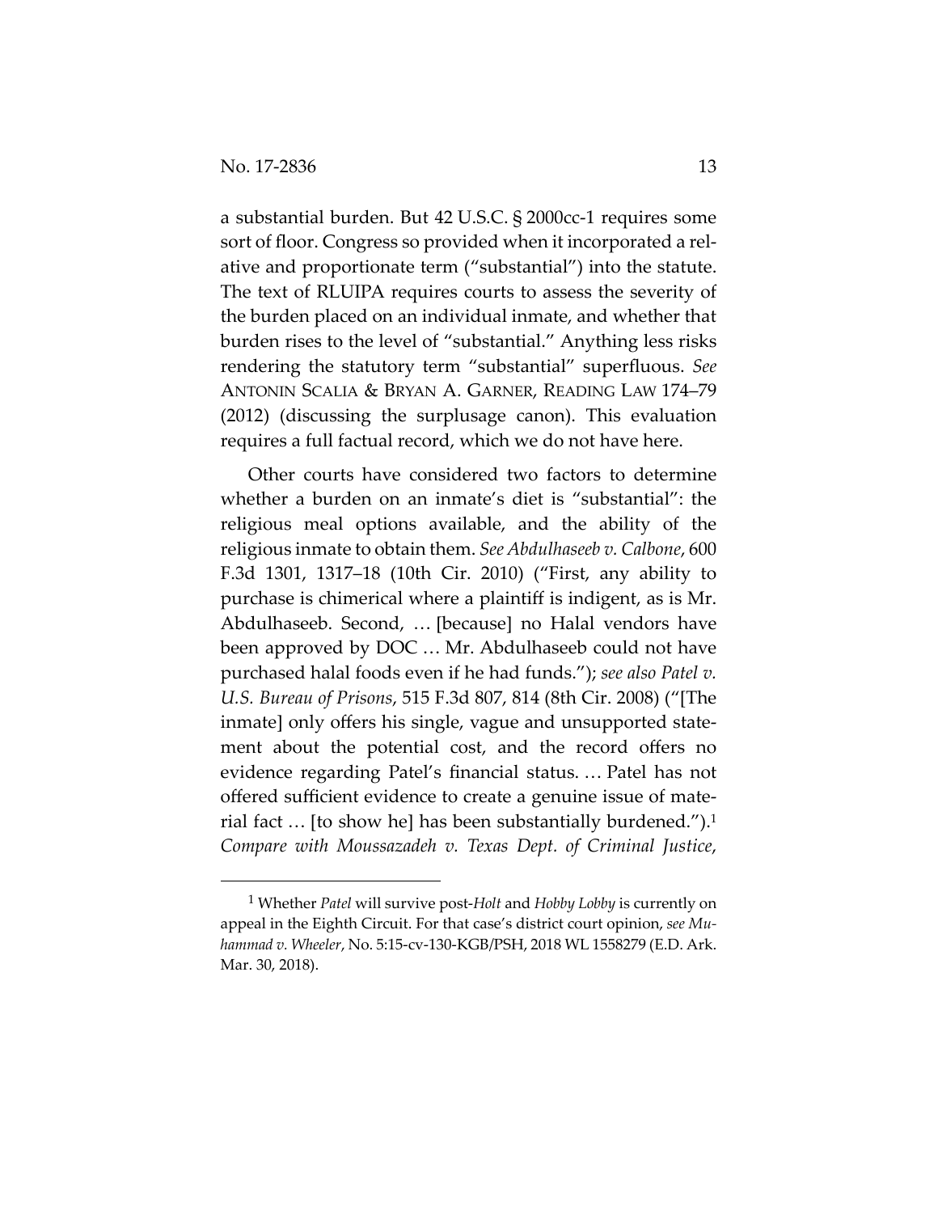a substantial burden. But 42 U.S.C. § 2000cc-1 requires some sort of floor. Congress so provided when it incorporated a relative and proportionate term ("substantial") into the statute. The text of RLUIPA requires courts to assess the severity of the burden placed on an individual inmate, and whether that burden rises to the level of "substantial." Anything less risks rendering the statutory term "substantial" superfluous. *See* ANTONIN SCALIA & BRYAN A. GARNER, READING LAW 174–79 (2012) (discussing the surplusage canon). This evaluation requires a full factual record, which we do not have here.

Other courts have considered two factors to determine whether a burden on an inmate's diet is "substantial": the religious meal options available, and the ability of the religious inmate to obtain them. *See Abdulhaseeb v. Calbone*, 600 F.3d 1301, 1317–18 (10th Cir. 2010) ("First, any ability to purchase is chimerical where a plaintiff is indigent, as is Mr. Abdulhaseeb. Second, … [because] no Halal vendors have been approved by DOC … Mr. Abdulhaseeb could not have purchased halal foods even if he had funds."); *see also Patel v. U.S. Bureau of Prisons*, 515 F.3d 807, 814 (8th Cir. 2008) ("[The inmate] only offers his single, vague and unsupported statement about the potential cost, and the record offers no evidence regarding Patel's financial status. … Patel has not offered sufficient evidence to create a genuine issue of material fact … [to show he] has been substantially burdened.").[1] *Compare with Moussazadeh v. Texas Dept. of Criminal Justice*,

---

[1] Whether *Patel* will survive post-*Holt* and *Hobby Lobby* is currently on appeal in the Eighth Circuit. For that case's district court opinion, *see Muhammad v. Wheeler*, No. 5:15-cv-130-KGB/PSH, 2018 WL 1558279 (E.D. Ark. Mar. 30, 2018).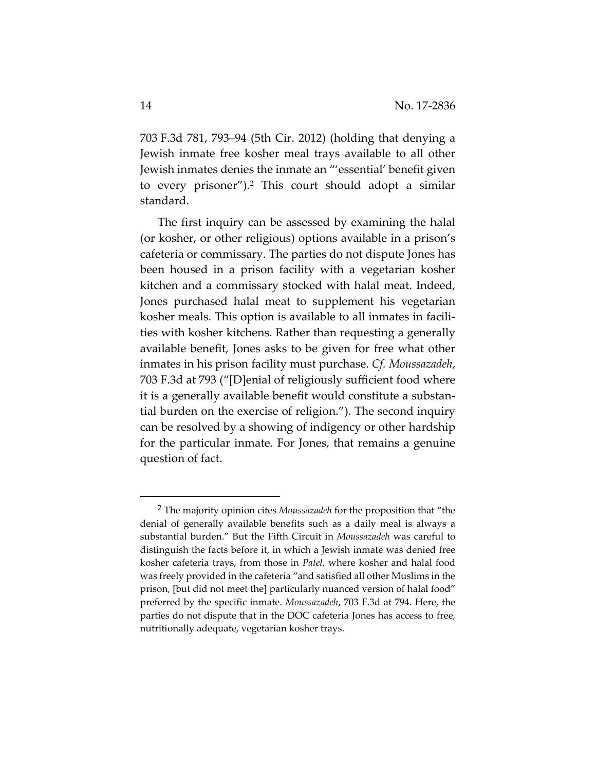703 F.3d 781, 793–94 (5th Cir. 2012) (holding that denying a Jewish inmate free kosher meal trays available to all other Jewish inmates denies the inmate an "'essential' benefit given to every prisoner").[2] This court should adopt a similar standard.

The first inquiry can be assessed by examining the halal (or kosher, or other religious) options available in a prison's cafeteria or commissary. The parties do not dispute Jones has been housed in a prison facility with a vegetarian kosher kitchen and a commissary stocked with halal meat. Indeed, Jones purchased halal meat to supplement his vegetarian kosher meals. This option is available to all inmates in facilities with kosher kitchens. Rather than requesting a generally available benefit, Jones asks to be given for free what other inmates in his prison facility must purchase. *Cf. Moussazadeh*, 703 F.3d at 793 ("[D]enial of religiously sufficient food where it is a generally available benefit would constitute a substantial burden on the exercise of religion."). The second inquiry can be resolved by a showing of indigency or other hardship for the particular inmate. For Jones, that remains a genuine question of fact.

[2] The majority opinion cites *Moussazadeh* for the proposition that "the denial of generally available benefits such as a daily meal is always a substantial burden." But the Fifth Circuit in *Moussazadeh* was careful to distinguish the facts before it, in which a Jewish inmate was denied free kosher cafeteria trays, from those in *Patel*, where kosher and halal food was freely provided in the cafeteria "and satisfied all other Muslims in the prison, [but did not meet the] particularly nuanced version of halal food" preferred by the specific inmate. *Moussazadeh*, 703 F.3d at 794. Here, the parties do not dispute that in the DOC cafeteria Jones has access to free, nutritionally adequate, vegetarian kosher trays.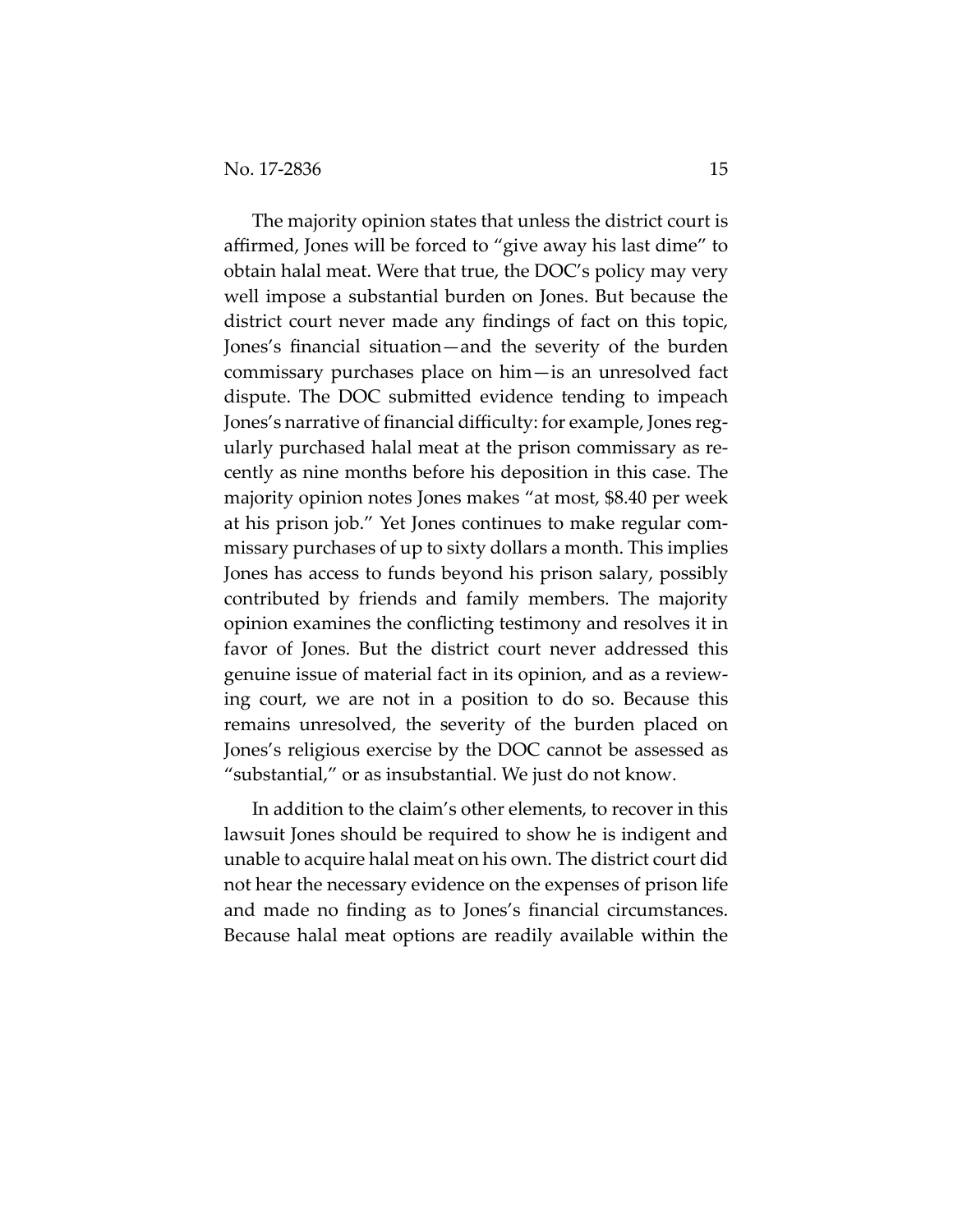The majority opinion states that unless the district court is affirmed, Jones will be forced to "give away his last dime" to obtain halal meat. Were that true, the DOC's policy may very well impose a substantial burden on Jones. But because the district court never made any findings of fact on this topic, Jones's financial situation—and the severity of the burden commissary purchases place on him—is an unresolved fact dispute. The DOC submitted evidence tending to impeach Jones's narrative of financial difficulty: for example, Jones regularly purchased halal meat at the prison commissary as recently as nine months before his deposition in this case. The majority opinion notes Jones makes "at most, $8.40 per week at his prison job." Yet Jones continues to make regular commissary purchases of up to sixty dollars a month. This implies Jones has access to funds beyond his prison salary, possibly contributed by friends and family members. The majority opinion examines the conflicting testimony and resolves it in favor of Jones. But the district court never addressed this genuine issue of material fact in its opinion, and as a reviewing court, we are not in a position to do so. Because this remains unresolved, the severity of the burden placed on Jones's religious exercise by the DOC cannot be assessed as "substantial," or as insubstantial. We just do not know.

In addition to the claim's other elements, to recover in this lawsuit Jones should be required to show he is indigent and unable to acquire halal meat on his own. The district court did not hear the necessary evidence on the expenses of prison life and made no finding as to Jones's financial circumstances. Because halal meat options are readily available within the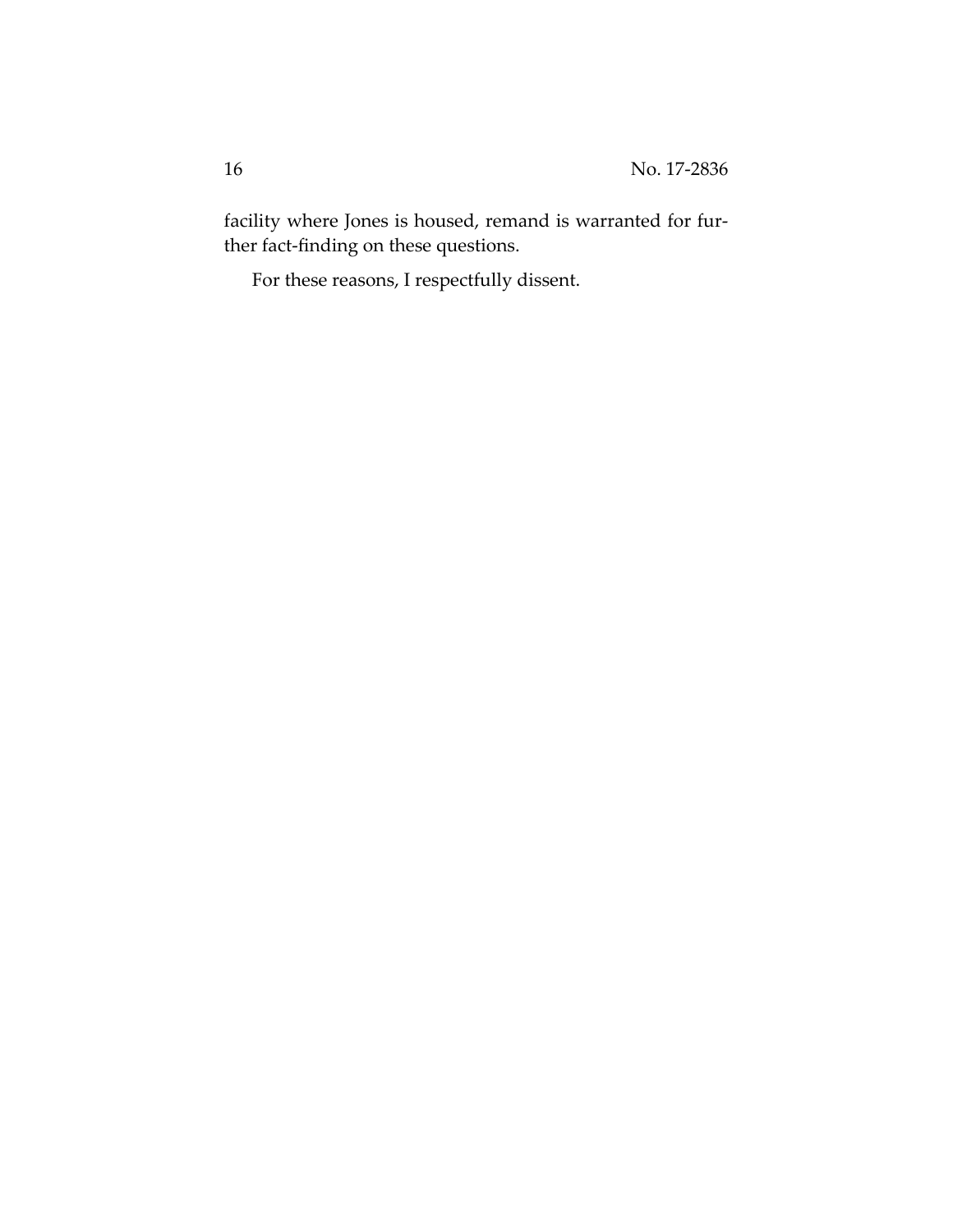facility where Jones is housed, remand is warranted for further fact-finding on these questions.

For these reasons, I respectfully dissent.